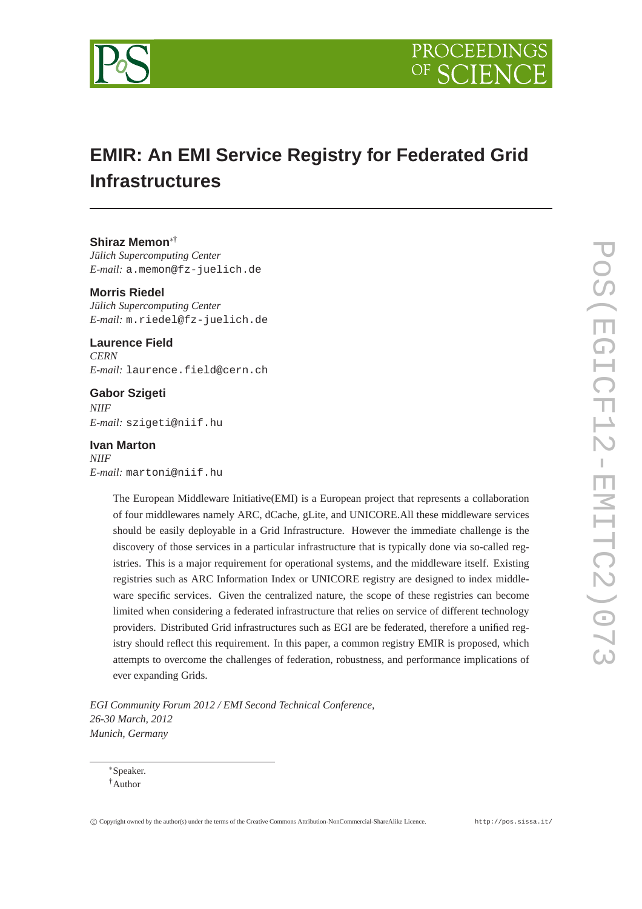# EMIR: An EMI Service Registry for Federated Grid Infrastructures

**Shiraz Memon**[*†]
*Jülich Supercomputing Center*
*E-mail:* a.memon@fz-juelich.de

**Morris Riedel**
*Jülich Supercomputing Center*
*E-mail:* m.riedel@fz-juelich.de

**Laurence Field**
*CERN*
*E-mail:* laurence.field@cern.ch

**Gabor Szigeti**
*NIIF*
*E-mail:* szigeti@niif.hu

**Ivan Marton**
*NIIF*
*E-mail:* martoni@niif.hu

The European Middleware Initiative(EMI) is a European project that represents a collaboration of four middlewares namely ARC, dCache, gLite, and UNICORE.All these middleware services should be easily deployable in a Grid Infrastructure. However the immediate challenge is the discovery of those services in a particular infrastructure that is typically done via so-called registries. This is a major requirement for operational systems, and the middleware itself. Existing registries such as ARC Information Index or UNICORE registry are designed to index middleware specific services. Given the centralized nature, the scope of these registries can become limited when considering a federated infrastructure that relies on service of different technology providers. Distributed Grid infrastructures such as EGI are be federated, therefore a unified registry should reflect this requirement. In this paper, a common registry EMIR is proposed, which attempts to overcome the challenges of federation, robustness, and performance implications of ever expanding Grids.

*EGI Community Forum 2012 / EMI Second Technical Conference,*
*26-30 March, 2012*
*Munich, Germany*

[*]Speaker.
[†]Author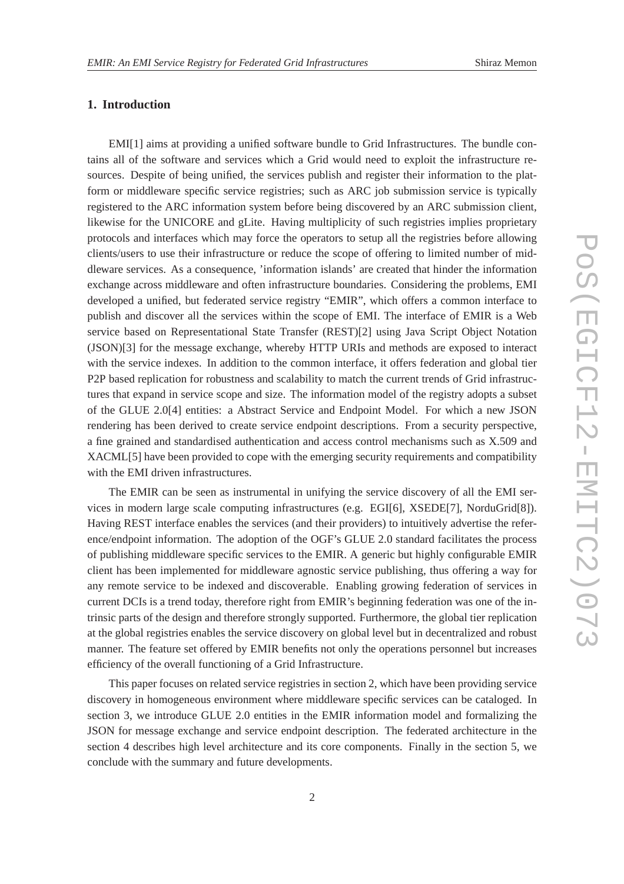## 1. Introduction

EMI[1] aims at providing a unified software bundle to Grid Infrastructures. The bundle contains all of the software and services which a Grid would need to exploit the infrastructure resources. Despite of being unified, the services publish and register their information to the platform or middleware specific service registries; such as ARC job submission service is typically registered to the ARC information system before being discovered by an ARC submission client, likewise for the UNICORE and gLite. Having multiplicity of such registries implies proprietary protocols and interfaces which may force the operators to setup all the registries before allowing clients/users to use their infrastructure or reduce the scope of offering to limited number of middleware services. As a consequence, 'information islands' are created that hinder the information exchange across middleware and often infrastructure boundaries. Considering the problems, EMI developed a unified, but federated service registry "EMIR", which offers a common interface to publish and discover all the services within the scope of EMI. The interface of EMIR is a Web service based on Representational State Transfer (REST)[2] using Java Script Object Notation (JSON)[3] for the message exchange, whereby HTTP URIs and methods are exposed to interact with the service indexes. In addition to the common interface, it offers federation and global tier P2P based replication for robustness and scalability to match the current trends of Grid infrastructures that expand in service scope and size. The information model of the registry adopts a subset of the GLUE 2.0[4] entities: a Abstract Service and Endpoint Model. For which a new JSON rendering has been derived to create service endpoint descriptions. From a security perspective, a fine grained and standardised authentication and access control mechanisms such as X.509 and XACML[5] have been provided to cope with the emerging security requirements and compatibility with the EMI driven infrastructures.

The EMIR can be seen as instrumental in unifying the service discovery of all the EMI services in modern large scale computing infrastructures (e.g. EGI[6], XSEDE[7], NorduGrid[8]). Having REST interface enables the services (and their providers) to intuitively advertise the reference/endpoint information. The adoption of the OGF's GLUE 2.0 standard facilitates the process of publishing middleware specific services to the EMIR. A generic but highly configurable EMIR client has been implemented for middleware agnostic service publishing, thus offering a way for any remote service to be indexed and discoverable. Enabling growing federation of services in current DCIs is a trend today, therefore right from EMIR's beginning federation was one of the intrinsic parts of the design and therefore strongly supported. Furthermore, the global tier replication at the global registries enables the service discovery on global level but in decentralized and robust manner. The feature set offered by EMIR benefits not only the operations personnel but increases efficiency of the overall functioning of a Grid Infrastructure.

This paper focuses on related service registries in section 2, which have been providing service discovery in homogeneous environment where middleware specific services can be cataloged. In section 3, we introduce GLUE 2.0 entities in the EMIR information model and formalizing the JSON for message exchange and service endpoint description. The federated architecture in the section 4 describes high level architecture and its core components. Finally in the section 5, we conclude with the summary and future developments.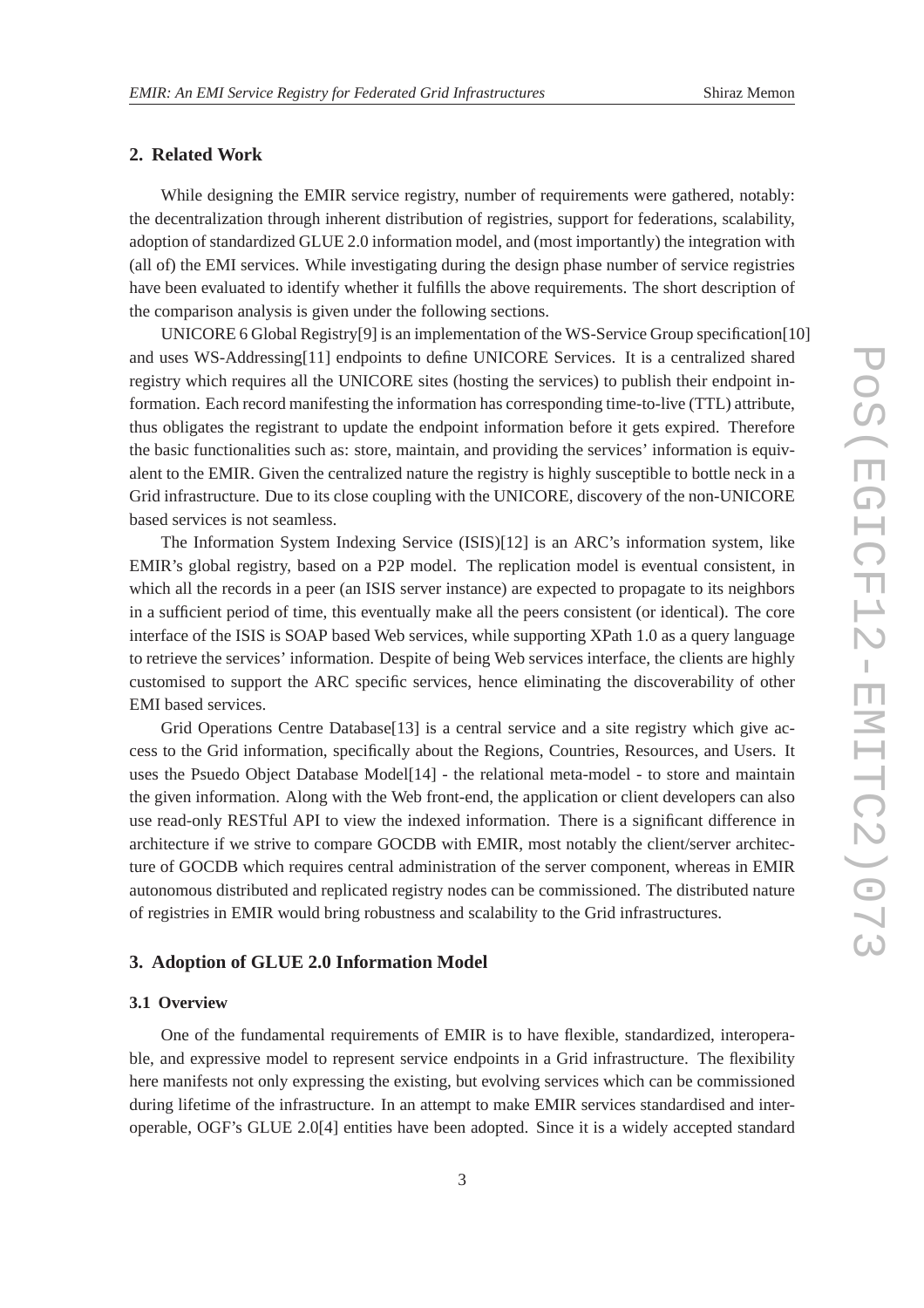## 2. Related Work

While designing the EMIR service registry, number of requirements were gathered, notably: the decentralization through inherent distribution of registries, support for federations, scalability, adoption of standardized GLUE 2.0 information model, and (most importantly) the integration with (all of) the EMI services. While investigating during the design phase number of service registries have been evaluated to identify whether it fulfills the above requirements. The short description of the comparison analysis is given under the following sections.

UNICORE 6 Global Registry[9] is an implementation of the WS-Service Group specification[10] and uses WS-Addressing[11] endpoints to define UNICORE Services. It is a centralized shared registry which requires all the UNICORE sites (hosting the services) to publish their endpoint information. Each record manifesting the information has corresponding time-to-live (TTL) attribute, thus obligates the registrant to update the endpoint information before it gets expired. Therefore the basic functionalities such as: store, maintain, and providing the services' information is equivalent to the EMIR. Given the centralized nature the registry is highly susceptible to bottle neck in a Grid infrastructure. Due to its close coupling with the UNICORE, discovery of the non-UNICORE based services is not seamless.

The Information System Indexing Service (ISIS)[12] is an ARC's information system, like EMIR's global registry, based on a P2P model. The replication model is eventual consistent, in which all the records in a peer (an ISIS server instance) are expected to propagate to its neighbors in a sufficient period of time, this eventually make all the peers consistent (or identical). The core interface of the ISIS is SOAP based Web services, while supporting XPath 1.0 as a query language to retrieve the services' information. Despite of being Web services interface, the clients are highly customised to support the ARC specific services, hence eliminating the discoverability of other EMI based services.

Grid Operations Centre Database[13] is a central service and a site registry which give access to the Grid information, specifically about the Regions, Countries, Resources, and Users. It uses the Psuedo Object Database Model[14] - the relational meta-model - to store and maintain the given information. Along with the Web front-end, the application or client developers can also use read-only RESTful API to view the indexed information. There is a significant difference in architecture if we strive to compare GOCDB with EMIR, most notably the client/server architecture of GOCDB which requires central administration of the server component, whereas in EMIR autonomous distributed and replicated registry nodes can be commissioned. The distributed nature of registries in EMIR would bring robustness and scalability to the Grid infrastructures.

## 3. Adoption of GLUE 2.0 Information Model

### 3.1 Overview

One of the fundamental requirements of EMIR is to have flexible, standardized, interoperable, and expressive model to represent service endpoints in a Grid infrastructure. The flexibility here manifests not only expressing the existing, but evolving services which can be commissioned during lifetime of the infrastructure. In an attempt to make EMIR services standardised and interoperable, OGF's GLUE 2.0[4] entities have been adopted. Since it is a widely accepted standard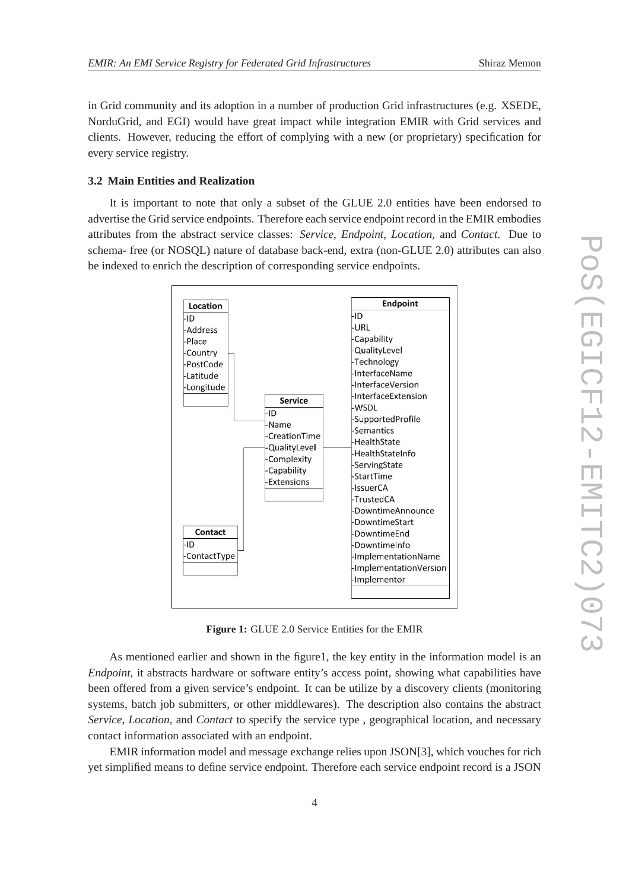in Grid community and its adoption in a number of production Grid infrastructures (e.g. XSEDE, NorduGrid, and EGI) would have great impact while integration EMIR with Grid services and clients. However, reducing the effort of complying with a new (or proprietary) specification for every service registry.

### 3.2 Main Entities and Realization

It is important to note that only a subset of the GLUE 2.0 entities have been endorsed to advertise the Grid service endpoints. Therefore each service endpoint record in the EMIR embodies attributes from the abstract service classes: *Service, Endpoint, Location,* and *Contact*. Due to schema- free (or NOSQL) nature of database back-end, extra (non-GLUE 2.0) attributes can also be indexed to enrich the description of corresponding service endpoints.

| Location | Service | Contact | Endpoint |
| --- | --- | --- | --- |
| -ID | -ID | -ID | -ID |
| -Address | -Name | -ContactType | -URL |
| -Place | -CreationTime | | -Capability |
| -Country | -QualityLevel | | -QualityLevel |
| -PostCode | -Complexity | | -Technology |
| -Latitude | -Capability | | -InterfaceName |
| -Longitude | -Extensions | | -InterfaceVersion |
| | | | -InterfaceExtension |
| | | | -WSDL |
| | | | -SupportedProfile |
| | | | -Semantics |
| | | | -HealthState |
| | | | -HealthStateInfo |
| | | | -ServingState |
| | | | -StartTime |
| | | | -IssuerCA |
| | | | -TrustedCA |
| | | | -DowntimeAnnounce |
| | | | -DowntimeStart |
| | | | -DowntimeEnd |
| | | | -DowntimeInfo |
| | | | -ImplementationName |
| | | | -ImplementationVersion |
| | | | -Implementor |

**Figure 1:** GLUE 2.0 Service Entities for the EMIR

As mentioned earlier and shown in the figure1, the key entity in the information model is an *Endpoint*, it abstracts hardware or software entity's access point, showing what capabilities have been offered from a given service's endpoint. It can be utilize by a discovery clients (monitoring systems, batch job submitters, or other middlewares). The description also contains the abstract *Service*, *Location*, and *Contact* to specify the service type , geographical location, and necessary contact information associated with an endpoint.

EMIR information model and message exchange relies upon JSON[3], which vouches for rich yet simplified means to define service endpoint. Therefore each service endpoint record is a JSON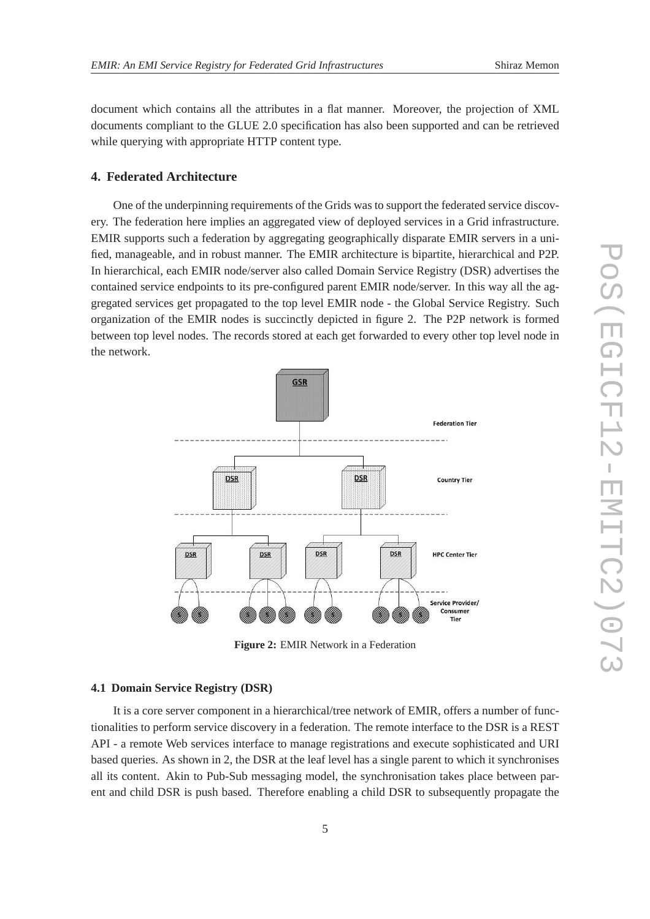document which contains all the attributes in a flat manner. Moreover, the projection of XML documents compliant to the GLUE 2.0 specification has also been supported and can be retrieved while querying with appropriate HTTP content type.

## 4. Federated Architecture

One of the underpinning requirements of the Grids was to support the federated service discovery. The federation here implies an aggregated view of deployed services in a Grid infrastructure. EMIR supports such a federation by aggregating geographically disparate EMIR servers in a unified, manageable, and in robust manner. The EMIR architecture is bipartite, hierarchical and P2P. In hierarchical, each EMIR node/server also called Domain Service Registry (DSR) advertises the contained service endpoints to its pre-configured parent EMIR node/server. In this way all the aggregated services get propagated to the top level EMIR node - the Global Service Registry. Such organization of the EMIR nodes is succinctly depicted in figure 2. The P2P network is formed between top level nodes. The records stored at each get forwarded to every other top level node in the network.

**Figure 2:** EMIR Network in a Federation

### 4.1 Domain Service Registry (DSR)

It is a core server component in a hierarchical/tree network of EMIR, offers a number of functionalities to perform service discovery in a federation. The remote interface to the DSR is a REST API - a remote Web services interface to manage registrations and execute sophisticated and URI based queries. As shown in 2, the DSR at the leaf level has a single parent to which it synchronises all its content. Akin to Pub-Sub messaging model, the synchronisation takes place between parent and child DSR is push based. Therefore enabling a child DSR to subsequently propagate the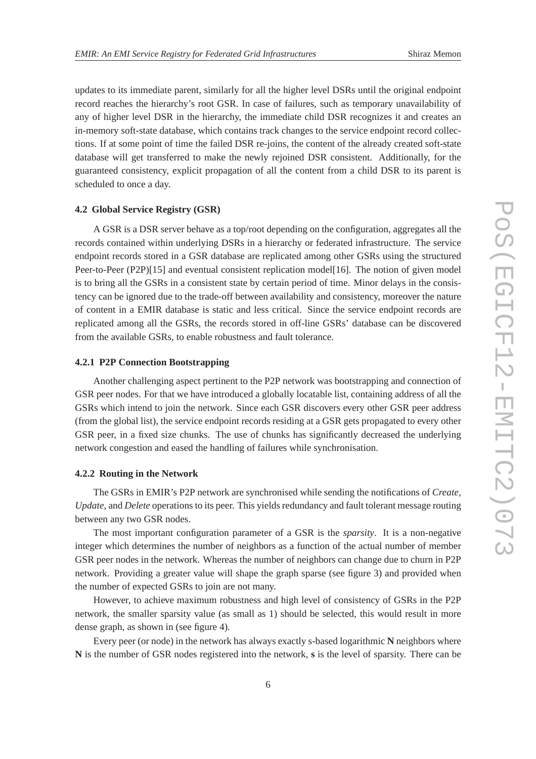updates to its immediate parent, similarly for all the higher level DSRs until the original endpoint record reaches the hierarchy's root GSR. In case of failures, such as temporary unavailability of any of higher level DSR in the hierarchy, the immediate child DSR recognizes it and creates an in-memory soft-state database, which contains track changes to the service endpoint record collections. If at some point of time the failed DSR re-joins, the content of the already created soft-state database will get transferred to make the newly rejoined DSR consistent. Additionally, for the guaranteed consistency, explicit propagation of all the content from a child DSR to its parent is scheduled to once a day.

### 4.2 Global Service Registry (GSR)

A GSR is a DSR server behave as a top/root depending on the configuration, aggregates all the records contained within underlying DSRs in a hierarchy or federated infrastructure. The service endpoint records stored in a GSR database are replicated among other GSRs using the structured Peer-to-Peer (P2P)[15] and eventual consistent replication model[16]. The notion of given model is to bring all the GSRs in a consistent state by certain period of time. Minor delays in the consistency can be ignored due to the trade-off between availability and consistency, moreover the nature of content in a EMIR database is static and less critical. Since the service endpoint records are replicated among all the GSRs, the records stored in off-line GSRs' database can be discovered from the available GSRs, to enable robustness and fault tolerance.

#### 4.2.1 P2P Connection Bootstrapping

Another challenging aspect pertinent to the P2P network was bootstrapping and connection of GSR peer nodes. For that we have introduced a globally locatable list, containing address of all the GSRs which intend to join the network. Since each GSR discovers every other GSR peer address (from the global list), the service endpoint records residing at a GSR gets propagated to every other GSR peer, in a fixed size chunks. The use of chunks has significantly decreased the underlying network congestion and eased the handling of failures while synchronisation.

#### 4.2.2 Routing in the Network

The GSRs in EMIR's P2P network are synchronised while sending the notifications of *Create*, *Update*, and *Delete* operations to its peer. This yields redundancy and fault tolerant message routing between any two GSR nodes.

The most important configuration parameter of a GSR is the *sparsity*. It is a non-negative integer which determines the number of neighbors as a function of the actual number of member GSR peer nodes in the network. Whereas the number of neighbors can change due to churn in P2P network. Providing a greater value will shape the graph sparse (see figure 3) and provided when the number of expected GSRs to join are not many.

However, to achieve maximum robustness and high level of consistency of GSRs in the P2P network, the smaller sparsity value (as small as 1) should be selected, this would result in more dense graph, as shown in (see figure 4).

Every peer (or node) in the network has always exactly s-based logarithmic **N** neighbors where **N** is the number of GSR nodes registered into the network, **s** is the level of sparsity. There can be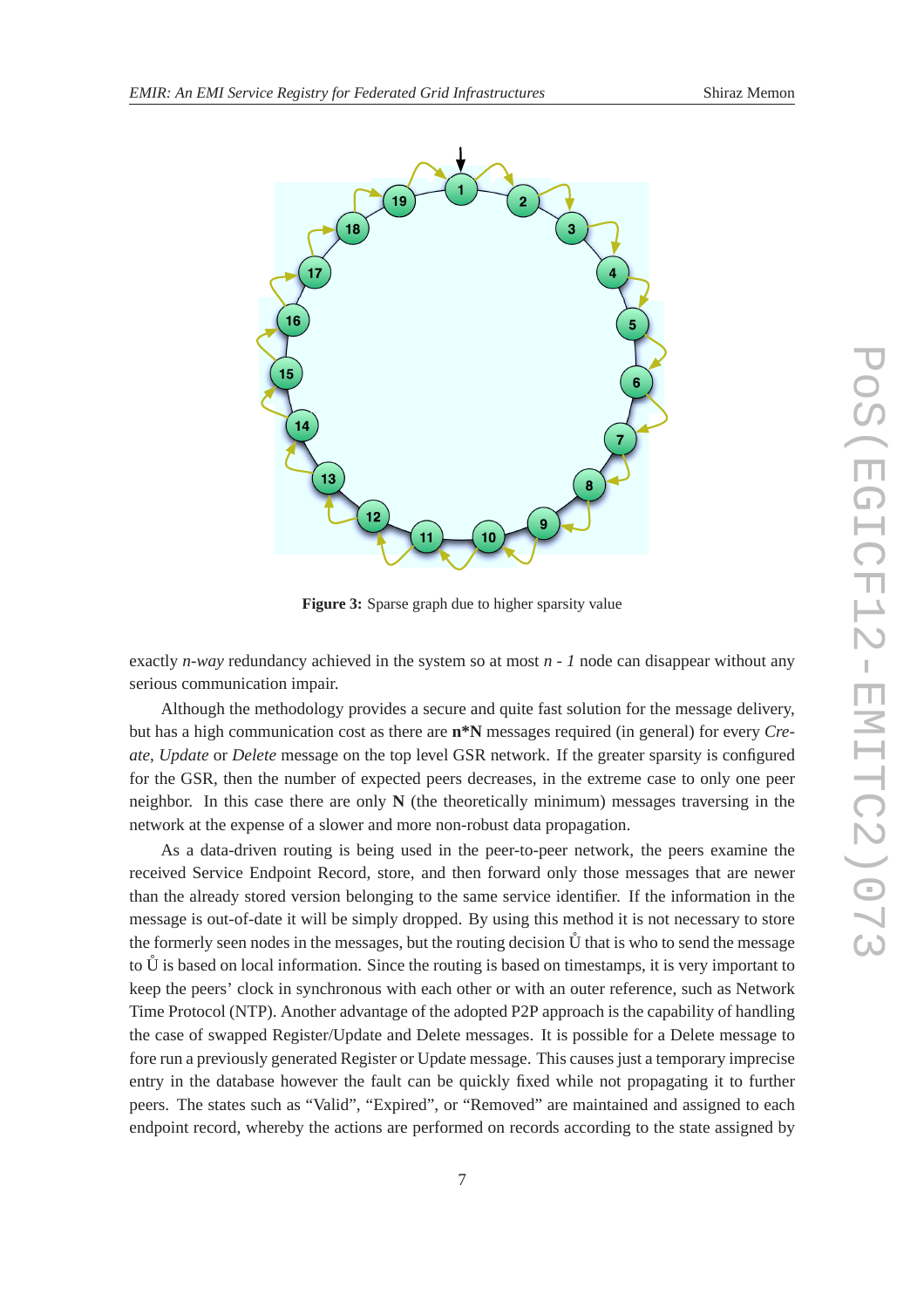**Figure 3:** Sparse graph due to higher sparsity value

exactly *n-way* redundancy achieved in the system so at most *n - 1* node can disappear without any serious communication impair.

Although the methodology provides a secure and quite fast solution for the message delivery, but has a high communication cost as there are **n*N** messages required (in general) for every *Create*, *Update* or *Delete* message on the top level GSR network. If the greater sparsity is configured for the GSR, then the number of expected peers decreases, in the extreme case to only one peer neighbor. In this case there are only **N** (the theoretically minimum) messages traversing in the network at the expense of a slower and more non-robust data propagation.

As a data-driven routing is being used in the peer-to-peer network, the peers examine the received Service Endpoint Record, store, and then forward only those messages that are newer than the already stored version belonging to the same service identifier. If the information in the message is out-of-date it will be simply dropped. By using this method it is not necessary to store the formerly seen nodes in the messages, but the routing decision Ů that is who to send the message to Ů is based on local information. Since the routing is based on timestamps, it is very important to keep the peers' clock in synchronous with each other or with an outer reference, such as Network Time Protocol (NTP). Another advantage of the adopted P2P approach is the capability of handling the case of swapped Register/Update and Delete messages. It is possible for a Delete message to fore run a previously generated Register or Update message. This causes just a temporary imprecise entry in the database however the fault can be quickly fixed while not propagating it to further peers. The states such as "Valid", "Expired", or "Removed" are maintained and assigned to each endpoint record, whereby the actions are performed on records according to the state assigned by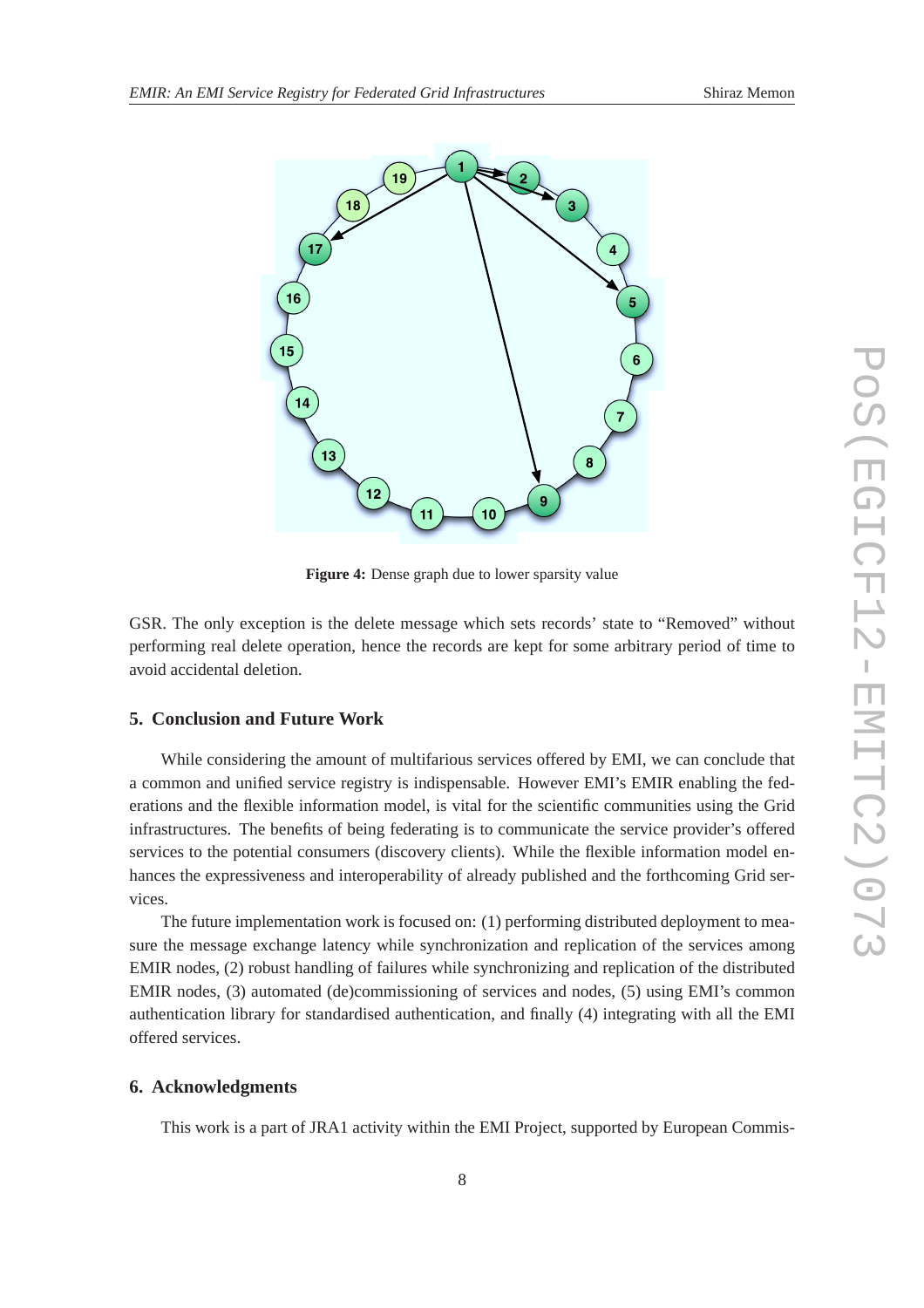**Figure 4:** Dense graph due to lower sparsity value

GSR. The only exception is the delete message which sets records' state to "Removed" without performing real delete operation, hence the records are kept for some arbitrary period of time to avoid accidental deletion.

## 5. Conclusion and Future Work

While considering the amount of multifarious services offered by EMI, we can conclude that a common and unified service registry is indispensable. However EMI's EMIR enabling the federations and the flexible information model, is vital for the scientific communities using the Grid infrastructures. The benefits of being federating is to communicate the service provider's offered services to the potential consumers (discovery clients). While the flexible information model enhances the expressiveness and interoperability of already published and the forthcoming Grid services.

The future implementation work is focused on: (1) performing distributed deployment to measure the message exchange latency while synchronization and replication of the services among EMIR nodes, (2) robust handling of failures while synchronizing and replication of the distributed EMIR nodes, (3) automated (de)commissioning of services and nodes, (5) using EMI's common authentication library for standardised authentication, and finally (4) integrating with all the EMI offered services.

## 6. Acknowledgments

This work is a part of JRA1 activity within the EMI Project, supported by European Commis-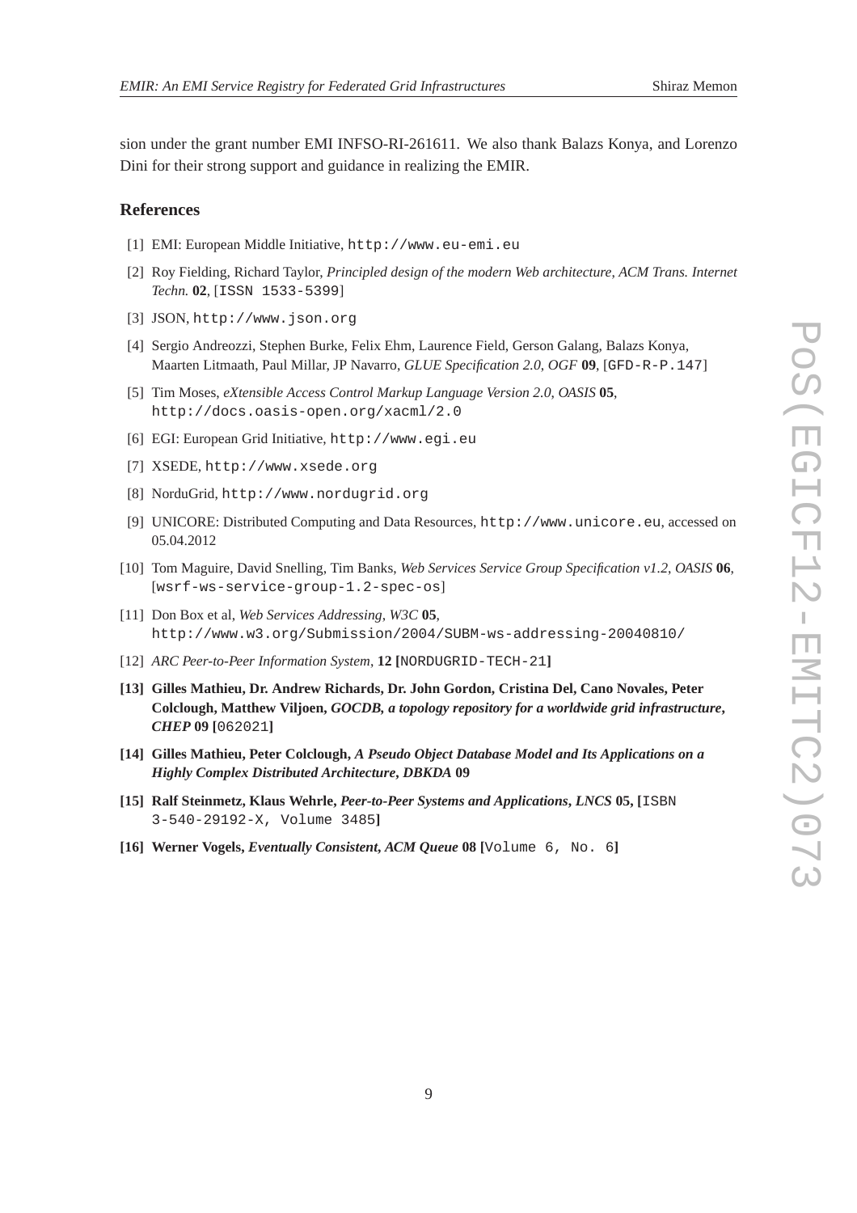sion under the grant number EMI INFSO-RI-261611. We also thank Balazs Konya, and Lorenzo Dini for their strong support and guidance in realizing the EMIR.

## References

[1] EMI: European Middle Initiative, `http://www.eu-emi.eu`

[2] Roy Fielding, Richard Taylor, *Principled design of the modern Web architecture*, *ACM Trans. Internet Techn.* **02**, [`ISSN 1533-5399`]

[3] JSON, `http://www.json.org`

[4] Sergio Andreozzi, Stephen Burke, Felix Ehm, Laurence Field, Gerson Galang, Balazs Konya, Maarten Litmaath, Paul Millar, JP Navarro, *GLUE Specification 2.0*, *OGF* **09**, [`GFD-R-P.147`]

[5] Tim Moses, *eXtensible Access Control Markup Language Version 2.0*, *OASIS* **05**, `http://docs.oasis-open.org/xacml/2.0`

[6] EGI: European Grid Initiative, `http://www.egi.eu`

[7] XSEDE, `http://www.xsede.org`

[8] NorduGrid, `http://www.nordugrid.org`

[9] UNICORE: Distributed Computing and Data Resources, `http://www.unicore.eu`, accessed on 05.04.2012

[10] Tom Maguire, David Snelling, Tim Banks, *Web Services Service Group Specification v1.2*, *OASIS* **06**, [`wsrf-ws-service-group-1.2-spec-os`]

[11] Don Box et al, *Web Services Addressing*, *W3C* **05**, `http://www.w3.org/Submission/2004/SUBM-ws-addressing-20040810/`

[12] *ARC Peer-to-Peer Information System*, **12 [**`NORDUGRID-TECH-21`**]**

**[13] Gilles Mathieu, Dr. Andrew Richards, Dr. John Gordon, Cristina Del, Cano Novales, Peter Colclough, Matthew Viljoen, *GOCDB, a topology repository for a worldwide grid infrastructure*, *CHEP* 09 [**`062021`**]**

**[14] Gilles Mathieu, Peter Colclough, *A Pseudo Object Database Model and Its Applications on a Highly Complex Distributed Architecture*, *DBKDA* 09**

**[15] Ralf Steinmetz, Klaus Wehrle, *Peer-to-Peer Systems and Applications*, *LNCS* 05, [**`ISBN 3-540-29192-X, Volume 3485`**]**

**[16] Werner Vogels, *Eventually Consistent*, *ACM Queue* 08 [**`Volume 6, No. 6`**]**